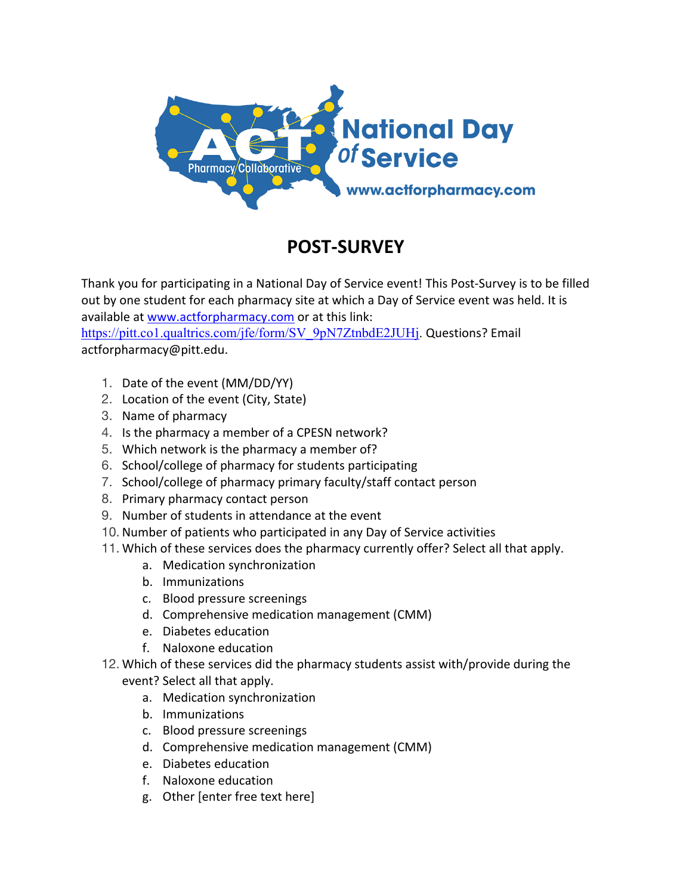# POST-SURVEY

Thank you for participating in a National Day of Service event! This Post-Survey is to be filled out by one student for each pharmacy site at which a Day of Service event was held. It is available at www.actforpharmacy.com or at this link: https://pitt.co1.qualtrics.com/jfe/form/SV_9pN7ZtnbdE2JUHj. Questions? Email actforpharmacy@pitt.edu.

1. Date of the event (MM/DD/YY)
2. Location of the event (City, State)
3. Name of pharmacy
4. Is the pharmacy a member of a CPESN network?
5. Which network is the pharmacy a member of?
6. School/college of pharmacy for students participating
7. School/college of pharmacy primary faculty/staff contact person
8. Primary pharmacy contact person
9. Number of students in attendance at the event
10. Number of patients who participated in any Day of Service activities
11. Which of these services does the pharmacy currently offer? Select all that apply.
    a. Medication synchronization
    b. Immunizations
    c. Blood pressure screenings
    d. Comprehensive medication management (CMM)
    e. Diabetes education
    f. Naloxone education
12. Which of these services did the pharmacy students assist with/provide during the event? Select all that apply.
    a. Medication synchronization
    b. Immunizations
    c. Blood pressure screenings
    d. Comprehensive medication management (CMM)
    e. Diabetes education
    f. Naloxone education
    g. Other [enter free text here]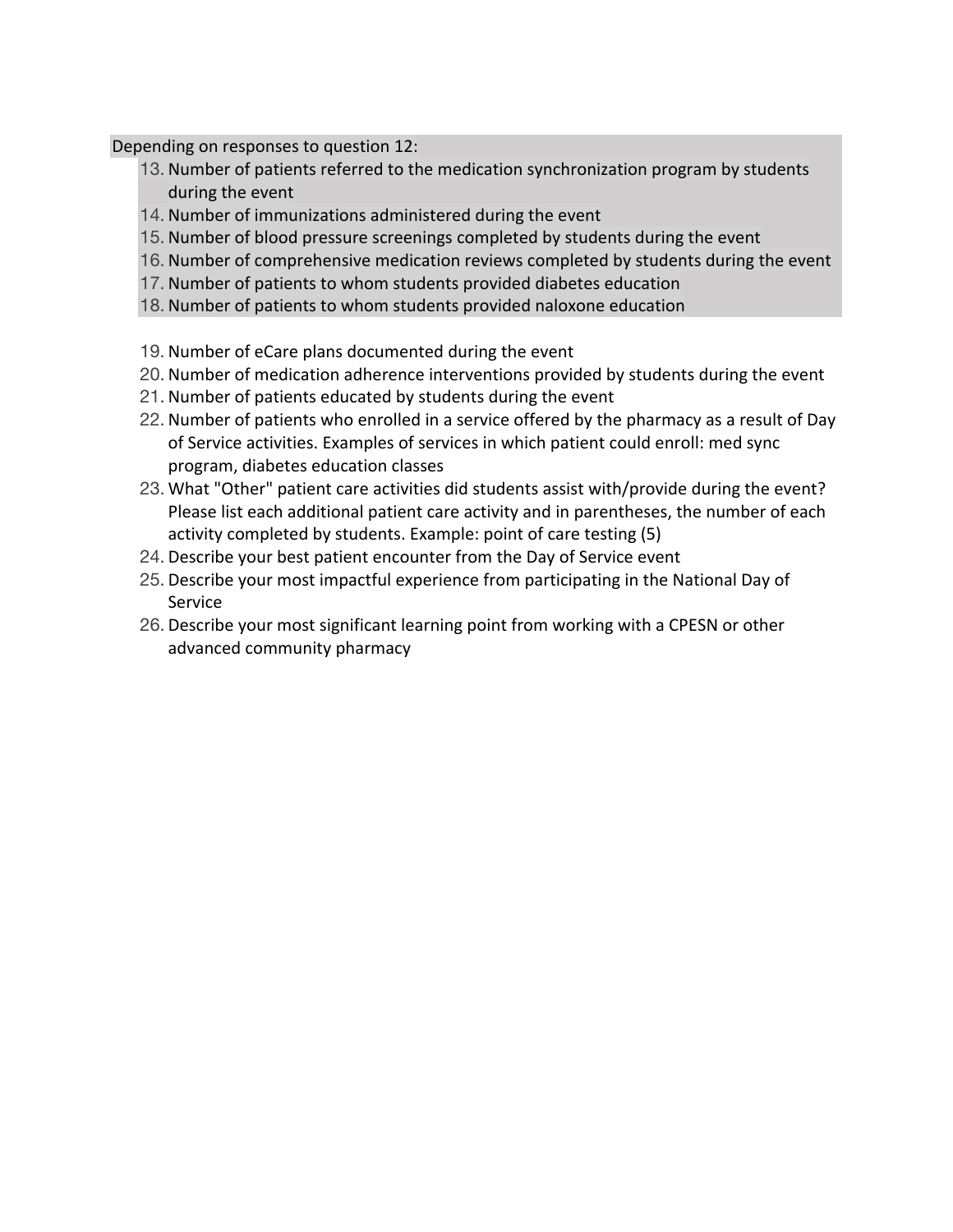Depending on responses to question 12:

13. Number of patients referred to the medication synchronization program by students during the event
14. Number of immunizations administered during the event
15. Number of blood pressure screenings completed by students during the event
16. Number of comprehensive medication reviews completed by students during the event
17. Number of patients to whom students provided diabetes education
18. Number of patients to whom students provided naloxone education

19. Number of eCare plans documented during the event
20. Number of medication adherence interventions provided by students during the event
21. Number of patients educated by students during the event
22. Number of patients who enrolled in a service offered by the pharmacy as a result of Day of Service activities. Examples of services in which patient could enroll: med sync program, diabetes education classes
23. What "Other" patient care activities did students assist with/provide during the event? Please list each additional patient care activity and in parentheses, the number of each activity completed by students. Example: point of care testing (5)
24. Describe your best patient encounter from the Day of Service event
25. Describe your most impactful experience from participating in the National Day of Service
26. Describe your most significant learning point from working with a CPESN or other advanced community pharmacy